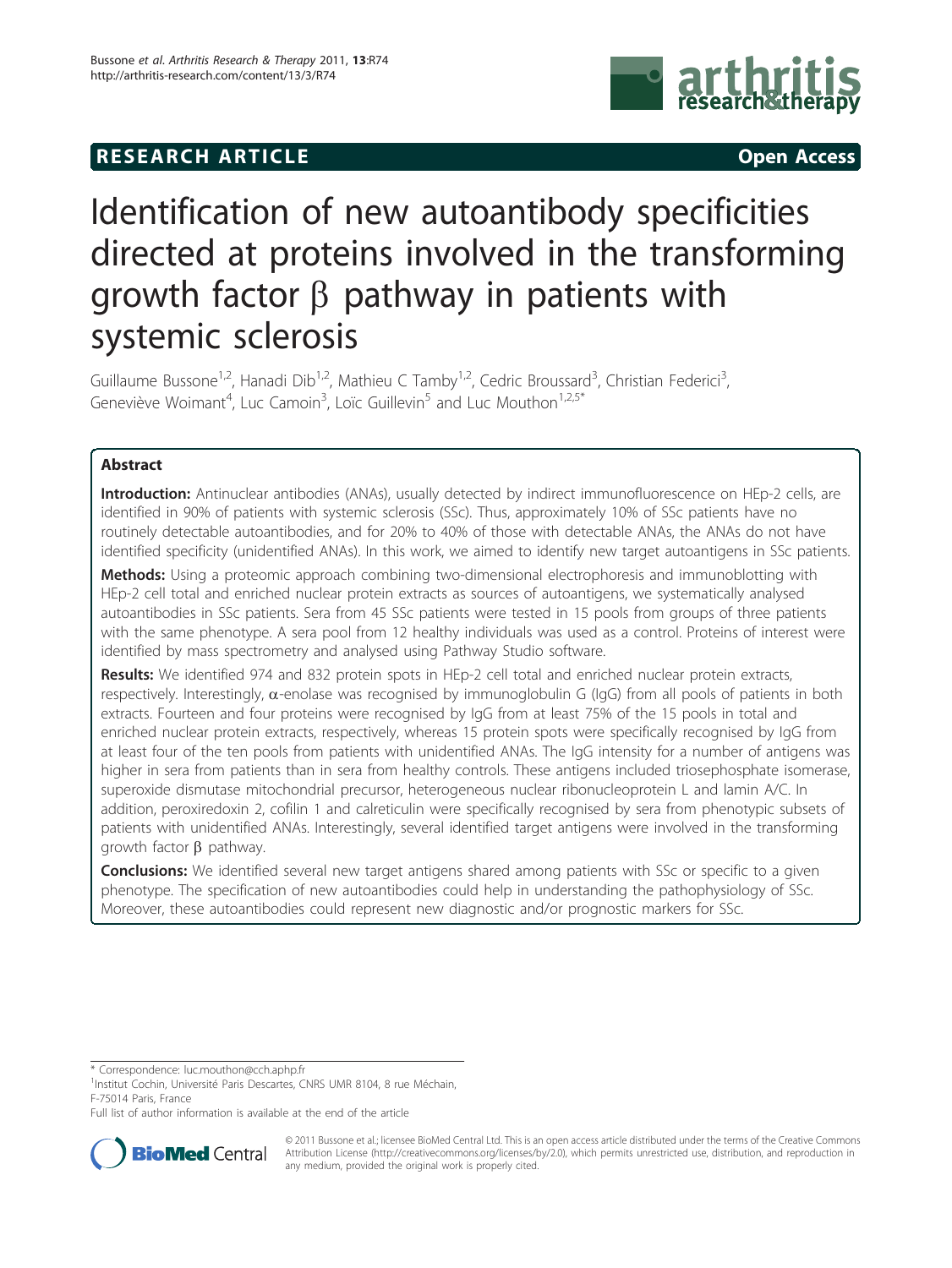RESEARCH ARTICLE Open Access

# Identification of new autoantibody specificities directed at proteins involved in the transforming growth factor β pathway in patients with systemic sclerosis

Guillaume Bussone[1,2], Hanadi Dib[1,2], Mathieu C Tamby[1,2], Cedric Broussard[3], Christian Federici[3], Geneviève Woimant[4], Luc Camoin[3], Loïc Guillevin[5] and Luc Mouthon[1,2,5*]

## Abstract

**Introduction:** Antinuclear antibodies (ANAs), usually detected by indirect immunofluorescence on HEp-2 cells, are identified in 90% of patients with systemic sclerosis (SSc). Thus, approximately 10% of SSc patients have no routinely detectable autoantibodies, and for 20% to 40% of those with detectable ANAs, the ANAs do not have identified specificity (unidentified ANAs). In this work, we aimed to identify new target autoantigens in SSc patients.

**Methods:** Using a proteomic approach combining two-dimensional electrophoresis and immunoblotting with HEp-2 cell total and enriched nuclear protein extracts as sources of autoantigens, we systematically analysed autoantibodies in SSc patients. Sera from 45 SSc patients were tested in 15 pools from groups of three patients with the same phenotype. A sera pool from 12 healthy individuals was used as a control. Proteins of interest were identified by mass spectrometry and analysed using Pathway Studio software.

**Results:** We identified 974 and 832 protein spots in HEp-2 cell total and enriched nuclear protein extracts, respectively. Interestingly, α-enolase was recognised by immunoglobulin G (IgG) from all pools of patients in both extracts. Fourteen and four proteins were recognised by IgG from at least 75% of the 15 pools in total and enriched nuclear protein extracts, respectively, whereas 15 protein spots were specifically recognised by IgG from at least four of the ten pools from patients with unidentified ANAs. The IgG intensity for a number of antigens was higher in sera from patients than in sera from healthy controls. These antigens included triosephosphate isomerase, superoxide dismutase mitochondrial precursor, heterogeneous nuclear ribonucleoprotein L and lamin A/C. In addition, peroxiredoxin 2, cofilin 1 and calreticulin were specifically recognised by sera from phenotypic subsets of patients with unidentified ANAs. Interestingly, several identified target antigens were involved in the transforming growth factor β pathway.

**Conclusions:** We identified several new target antigens shared among patients with SSc or specific to a given phenotype. The specification of new autoantibodies could help in understanding the pathophysiology of SSc. Moreover, these autoantibodies could represent new diagnostic and/or prognostic markers for SSc.

\* Correspondence: luc.mouthon@cch.aphp.fr
[1]Institut Cochin, Université Paris Descartes, CNRS UMR 8104, 8 rue Méchain, F-75014 Paris, France
Full list of author information is available at the end of the article

© 2011 Bussone et al.; licensee BioMed Central Ltd. This is an open access article distributed under the terms of the Creative Commons Attribution License (http://creativecommons.org/licenses/by/2.0), which permits unrestricted use, distribution, and reproduction in any medium, provided the original work is properly cited.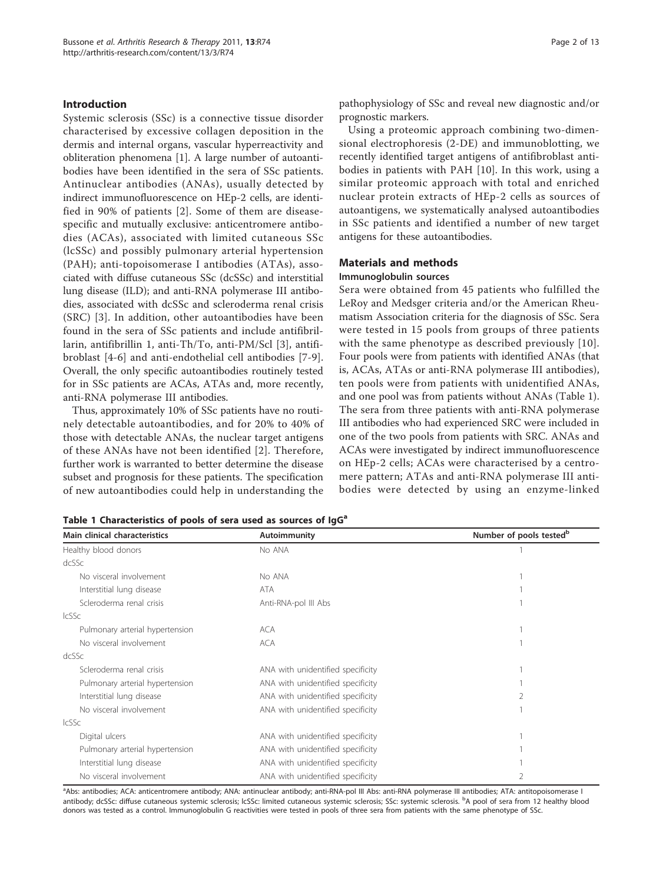## Introduction

Systemic sclerosis (SSc) is a connective tissue disorder characterised by excessive collagen deposition in the dermis and internal organs, vascular hyperreactivity and obliteration phenomena [1]. A large number of autoantibodies have been identified in the sera of SSc patients. Antinuclear antibodies (ANAs), usually detected by indirect immunofluorescence on HEp-2 cells, are identified in 90% of patients [2]. Some of them are disease-specific and mutually exclusive: anticentromere antibodies (ACAs), associated with limited cutaneous SSc (lcSSc) and possibly pulmonary arterial hypertension (PAH); anti-topoisomerase I antibodies (ATAs), associated with diffuse cutaneous SSc (dcSSc) and interstitial lung disease (ILD); and anti-RNA polymerase III antibodies, associated with dcSSc and scleroderma renal crisis (SRC) [3]. In addition, other autoantibodies have been found in the sera of SSc patients and include antifibrillarin, antifibrillin 1, anti-Th/To, anti-PM/Scl [3], antifibroblast [4-6] and anti-endothelial cell antibodies [7-9]. Overall, the only specific autoantibodies routinely tested for in SSc patients are ACAs, ATAs and, more recently, anti-RNA polymerase III antibodies.

Thus, approximately 10% of SSc patients have no routinely detectable autoantibodies, and for 20% to 40% of those with detectable ANAs, the nuclear target antigens of these ANAs have not been identified [2]. Therefore, further work is warranted to better determine the disease subset and prognosis for these patients. The specification of new autoantibodies could help in understanding the pathophysiology of SSc and reveal new diagnostic and/or prognostic markers.

Using a proteomic approach combining two-dimensional electrophoresis (2-DE) and immunoblotting, we recently identified target antigens of antifibroblast antibodies in patients with PAH [10]. In this work, using a similar proteomic approach with total and enriched nuclear protein extracts of HEp-2 cells as sources of autoantigens, we systematically analysed autoantibodies in SSc patients and identified a number of new target antigens for these autoantibodies.

## Materials and methods

### Immunoglobulin sources

Sera were obtained from 45 patients who fulfilled the LeRoy and Medsger criteria and/or the American Rheumatism Association criteria for the diagnosis of SSc. Sera were tested in 15 pools from groups of three patients with the same phenotype as described previously [10]. Four pools were from patients with identified ANAs (that is, ACAs, ATAs or anti-RNA polymerase III antibodies), ten pools were from patients with unidentified ANAs, and one pool was from patients without ANAs (Table 1). The sera from three patients with anti-RNA polymerase III antibodies who had experienced SRC were included in one of the two pools from patients with SRC. ANAs and ACAs were investigated by indirect immunofluorescence on HEp-2 cells; ACAs were characterised by a centromere pattern; ATAs and anti-RNA polymerase III antibodies were detected by using an enzyme-linked

**Table 1 Characteristics of pools of sera used as sources of IgG[a]**

| Main clinical characteristics | Autoimmunity | Number of pools tested[b] |
|---|---|---|
| Healthy blood donors | No ANA | 1 |
| dcSSc | | |
| No visceral involvement | No ANA | 1 |
| Interstitial lung disease | ATA | 1 |
| Scleroderma renal crisis | Anti-RNA-pol III Abs | 1 |
| lcSSc | | |
| Pulmonary arterial hypertension | ACA | 1 |
| No visceral involvement | ACA | 1 |
| dcSSc | | |
| Scleroderma renal crisis | ANA with unidentified specificity | 1 |
| Pulmonary arterial hypertension | ANA with unidentified specificity | 1 |
| Interstitial lung disease | ANA with unidentified specificity | 2 |
| No visceral involvement | ANA with unidentified specificity | 1 |
| lcSSc | | |
| Digital ulcers | ANA with unidentified specificity | 1 |
| Pulmonary arterial hypertension | ANA with unidentified specificity | 1 |
| Interstitial lung disease | ANA with unidentified specificity | 1 |
| No visceral involvement | ANA with unidentified specificity | 2 |

[a]Abs: antibodies; ACA: anticentromere antibody; ANA: antinuclear antibody; anti-RNA-pol III Abs: anti-RNA polymerase III antibodies; ATA: antitopoisomerase I antibody; dcSSc: diffuse cutaneous systemic sclerosis; lcSSc: limited cutaneous systemic sclerosis; SSc: systemic sclerosis. [b]A pool of sera from 12 healthy blood donors was tested as a control. Immunoglobulin G reactivities were tested in pools of three sera from patients with the same phenotype of SSc.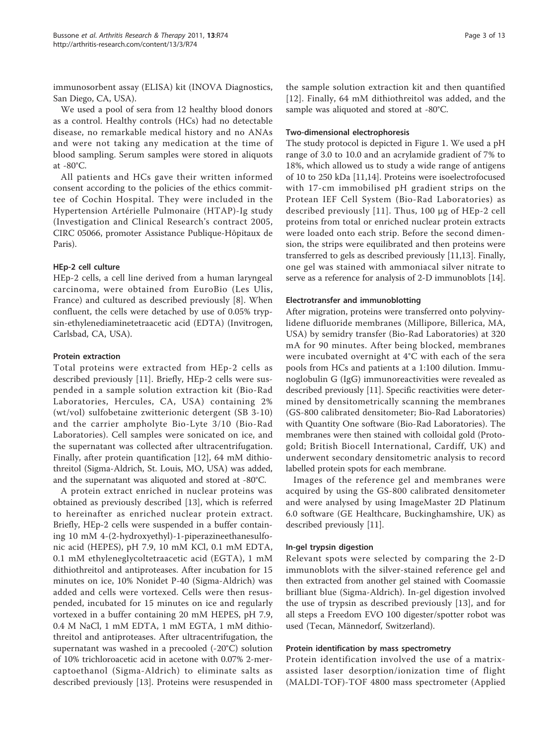immunosorbent assay (ELISA) kit (INOVA Diagnostics, San Diego, CA, USA).

We used a pool of sera from 12 healthy blood donors as a control. Healthy controls (HCs) had no detectable disease, no remarkable medical history and no ANAs and were not taking any medication at the time of blood sampling. Serum samples were stored in aliquots at -80°C.

All patients and HCs gave their written informed consent according to the policies of the ethics committee of Cochin Hospital. They were included in the Hypertension Artérielle Pulmonaire (HTAP)-Ig study (Investigation and Clinical Research's contract 2005, CIRC 05066, promoter Assistance Publique-Hôpitaux de Paris).

#### HEp-2 cell culture

HEp-2 cells, a cell line derived from a human laryngeal carcinoma, were obtained from EuroBio (Les Ulis, France) and cultured as described previously [8]. When confluent, the cells were detached by use of 0.05% trypsin-ethylenediaminetetraacetic acid (EDTA) (Invitrogen, Carlsbad, CA, USA).

#### Protein extraction

Total proteins were extracted from HEp-2 cells as described previously [11]. Briefly, HEp-2 cells were suspended in a sample solution extraction kit (Bio-Rad Laboratories, Hercules, CA, USA) containing 2% (wt/vol) sulfobetaine zwitterionic detergent (SB 3-10) and the carrier ampholyte Bio-Lyte 3/10 (Bio-Rad Laboratories). Cell samples were sonicated on ice, and the supernatant was collected after ultracentrifugation. Finally, after protein quantification [12], 64 mM dithiothreitol (Sigma-Aldrich, St. Louis, MO, USA) was added, and the supernatant was aliquoted and stored at -80°C.

A protein extract enriched in nuclear proteins was obtained as previously described [13], which is referred to hereinafter as enriched nuclear protein extract. Briefly, HEp-2 cells were suspended in a buffer containing 10 mM 4-(2-hydroxyethyl)-1-piperazineethanesulfonic acid (HEPES), pH 7.9, 10 mM KCl, 0.1 mM EDTA, 0.1 mM ethyleneglycoltetraacetic acid (EGTA), 1 mM dithiothreitol and antiproteases. After incubation for 15 minutes on ice, 10% Nonidet P-40 (Sigma-Aldrich) was added and cells were vortexed. Cells were then resuspended, incubated for 15 minutes on ice and regularly vortexed in a buffer containing 20 mM HEPES, pH 7.9, 0.4 M NaCl, 1 mM EDTA, 1 mM EGTA, 1 mM dithiothreitol and antiproteases. After ultracentrifugation, the supernatant was washed in a precooled (-20°C) solution of 10% trichloroacetic acid in acetone with 0.07% 2-mercaptoethanol (Sigma-Aldrich) to eliminate salts as described previously [13]. Proteins were resuspended in the sample solution extraction kit and then quantified [12]. Finally, 64 mM dithiothreitol was added, and the sample was aliquoted and stored at -80°C.

#### Two-dimensional electrophoresis

The study protocol is depicted in Figure 1. We used a pH range of 3.0 to 10.0 and an acrylamide gradient of 7% to 18%, which allowed us to study a wide range of antigens of 10 to 250 kDa [11,14]. Proteins were isoelectrofocused with 17-cm immobilised pH gradient strips on the Protean IEF Cell System (Bio-Rad Laboratories) as described previously [11]. Thus, 100 µg of HEp-2 cell proteins from total or enriched nuclear protein extracts were loaded onto each strip. Before the second dimension, the strips were equilibrated and then proteins were transferred to gels as described previously [11,13]. Finally, one gel was stained with ammoniacal silver nitrate to serve as a reference for analysis of 2-D immunoblots [14].

#### Electrotransfer and immunoblotting

After migration, proteins were transferred onto polyvinylidene difluoride membranes (Millipore, Billerica, MA, USA) by semidry transfer (Bio-Rad Laboratories) at 320 mA for 90 minutes. After being blocked, membranes were incubated overnight at 4°C with each of the sera pools from HCs and patients at a 1:100 dilution. Immunoglobulin G (IgG) immunoreactivities were revealed as described previously [11]. Specific reactivities were determined by densitometrically scanning the membranes (GS-800 calibrated densitometer; Bio-Rad Laboratories) with Quantity One software (Bio-Rad Laboratories). The membranes were then stained with colloidal gold (Protogold; British Biocell International, Cardiff, UK) and underwent secondary densitometric analysis to record labelled protein spots for each membrane.

Images of the reference gel and membranes were acquired by using the GS-800 calibrated densitometer and were analysed by using ImageMaster 2D Platinum 6.0 software (GE Healthcare, Buckinghamshire, UK) as described previously [11].

#### In-gel trypsin digestion

Relevant spots were selected by comparing the 2-D immunoblots with the silver-stained reference gel and then extracted from another gel stained with Coomassie brilliant blue (Sigma-Aldrich). In-gel digestion involved the use of trypsin as described previously [13], and for all steps a Freedom EVO 100 digester/spotter robot was used (Tecan, Männedorf, Switzerland).

#### Protein identification by mass spectrometry

Protein identification involved the use of a matrix-assisted laser desorption/ionization time of flight (MALDI-TOF)-TOF 4800 mass spectrometer (Applied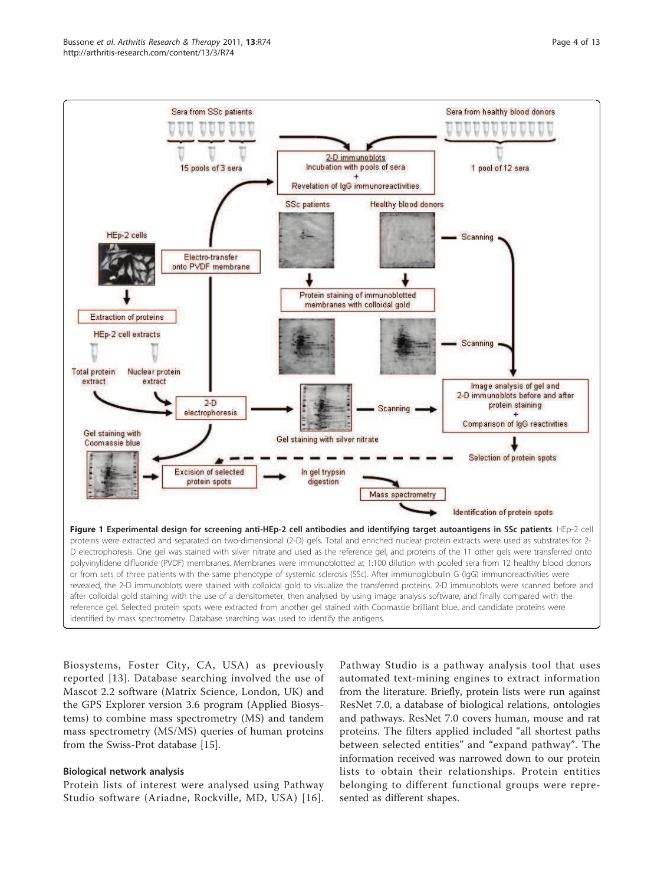**Figure 1 Experimental design for screening anti-HEp-2 cell antibodies and identifying target autoantigens in SSc patients**. HEp-2 cell proteins were extracted and separated on two-dimensional (2-D) gels. Total and enriched nuclear protein extracts were used as substrates for 2-D electrophoresis. One gel was stained with silver nitrate and used as the reference gel, and proteins of the 11 other gels were transferred onto polyvinylidene difluoride (PVDF) membranes. Membranes were immunoblotted at 1:100 dilution with pooled sera from 12 healthy blood donors or from sets of three patients with the same phenotype of systemic sclerosis (SSc). After immunoglobulin G (IgG) immunoreactivities were revealed, the 2-D immunoblots were stained with colloidal gold to visualize the transferred proteins. 2-D immunoblots were scanned before and after colloidal gold staining with the use of a densitometer, then analysed by using image analysis software, and finally compared with the reference gel. Selected protein spots were extracted from another gel stained with Coomassie brilliant blue, and candidate proteins were identified by mass spectrometry. Database searching was used to identify the antigens.

Biosystems, Foster City, CA, USA) as previously reported [13]. Database searching involved the use of Mascot 2.2 software (Matrix Science, London, UK) and the GPS Explorer version 3.6 program (Applied Biosystems) to combine mass spectrometry (MS) and tandem mass spectrometry (MS/MS) queries of human proteins from the Swiss-Prot database [15].

### Biological network analysis

Protein lists of interest were analysed using Pathway Studio software (Ariadne, Rockville, MD, USA) [16]. Pathway Studio is a pathway analysis tool that uses automated text-mining engines to extract information from the literature. Briefly, protein lists were run against ResNet 7.0, a database of biological relations, ontologies and pathways. ResNet 7.0 covers human, mouse and rat proteins. The filters applied included "all shortest paths between selected entities" and "expand pathway". The information received was narrowed down to our protein lists to obtain their relationships. Protein entities belonging to different functional groups were represented as different shapes.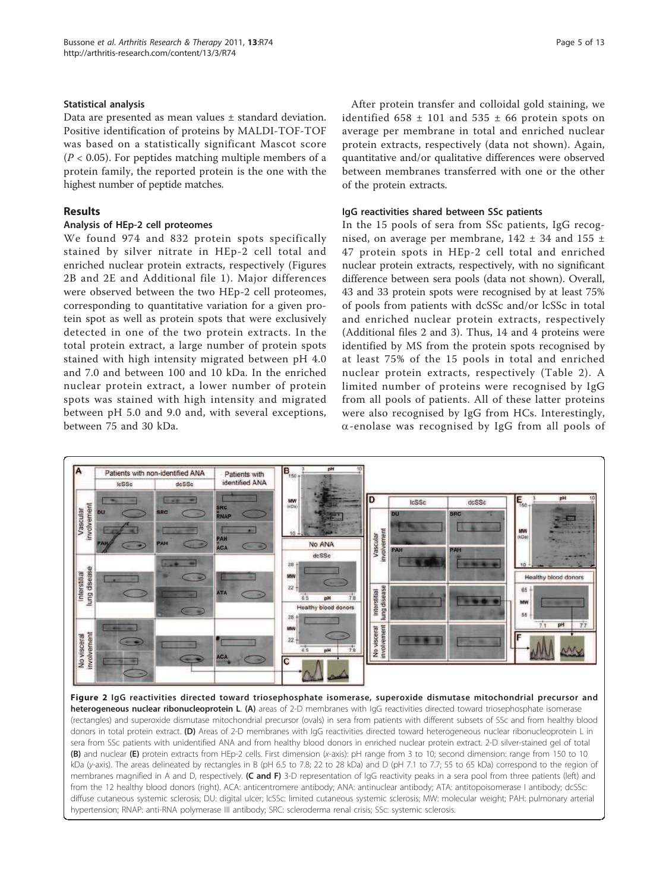### Statistical analysis

Data are presented as mean values ± standard deviation. Positive identification of proteins by MALDI-TOF-TOF was based on a statistically significant Mascot score ($P < 0.05$). For peptides matching multiple members of a protein family, the reported protein is the one with the highest number of peptide matches.

## Results

### Analysis of HEp-2 cell proteomes

We found 974 and 832 protein spots specifically stained by silver nitrate in HEp-2 cell total and enriched nuclear protein extracts, respectively (Figures 2B and 2E and Additional file 1). Major differences were observed between the two HEp-2 cell proteomes, corresponding to quantitative variation for a given protein spot as well as protein spots that were exclusively detected in one of the two protein extracts. In the total protein extract, a large number of protein spots stained with high intensity migrated between pH 4.0 and 7.0 and between 100 and 10 kDa. In the enriched nuclear protein extract, a lower number of protein spots was stained with high intensity and migrated between pH 5.0 and 9.0 and, with several exceptions, between 75 and 30 kDa.

After protein transfer and colloidal gold staining, we identified 658 ± 101 and 535 ± 66 protein spots on average per membrane in total and enriched nuclear protein extracts, respectively (data not shown). Again, quantitative and/or qualitative differences were observed between membranes transferred with one or the other of the protein extracts.

### IgG reactivities shared between SSc patients

In the 15 pools of sera from SSc patients, IgG recognised, on average per membrane, 142 ± 34 and 155 ± 47 protein spots in HEp-2 cell total and enriched nuclear protein extracts, respectively, with no significant difference between sera pools (data not shown). Overall, 43 and 33 protein spots were recognised by at least 75% of pools from patients with dcSSc and/or lcSSc in total and enriched nuclear protein extracts, respectively (Additional files 2 and 3). Thus, 14 and 4 proteins were identified by MS from the protein spots recognised by at least 75% of the 15 pools in total and enriched nuclear protein extracts, respectively (Table 2). A limited number of proteins were recognised by IgG from all pools of patients. All of these latter proteins were also recognised by IgG from HCs. Interestingly, α-enolase was recognised by IgG from all pools of

**Figure 2 IgG reactivities directed toward triosephosphate isomerase, superoxide dismutase mitochondrial precursor and heterogeneous nuclear ribonucleoprotein L**. **(A)** areas of 2-D membranes with IgG reactivities directed toward triosephosphate isomerase (rectangles) and superoxide dismutase mitochondrial precursor (ovals) in sera from patients with different subsets of SSc and from healthy blood donors in total protein extract. **(D)** Areas of 2-D membranes with IgG reactivities directed toward heterogeneous nuclear ribonucleoprotein L in sera from SSc patients with unidentified ANA and from healthy blood donors in enriched nuclear protein extract. 2-D silver-stained gel of total **(B)** and nuclear **(E)** protein extracts from HEp-2 cells. First dimension (x-axis): pH range from 3 to 10; second dimension: range from 150 to 10 kDa (y-axis). The areas delineated by rectangles in B (pH 6.5 to 7.8; 22 to 28 kDa) and D (pH 7.1 to 7.7; 55 to 65 kDa) correspond to the region of membranes magnified in A and D, respectively. **(C and F)** 3-D representation of IgG reactivity peaks in a sera pool from three patients (left) and from the 12 healthy blood donors (right). ACA: anticentromere antibody; ANA: antinuclear antibody; ATA: antitopoisomerase I antibody; dcSSc: diffuse cutaneous systemic sclerosis; DU: digital ulcer; lcSSc: limited cutaneous systemic sclerosis; MW: molecular weight; PAH: pulmonary arterial hypertension; RNAP: anti-RNA polymerase III antibody; SRC: scleroderma renal crisis; SSc: systemic sclerosis.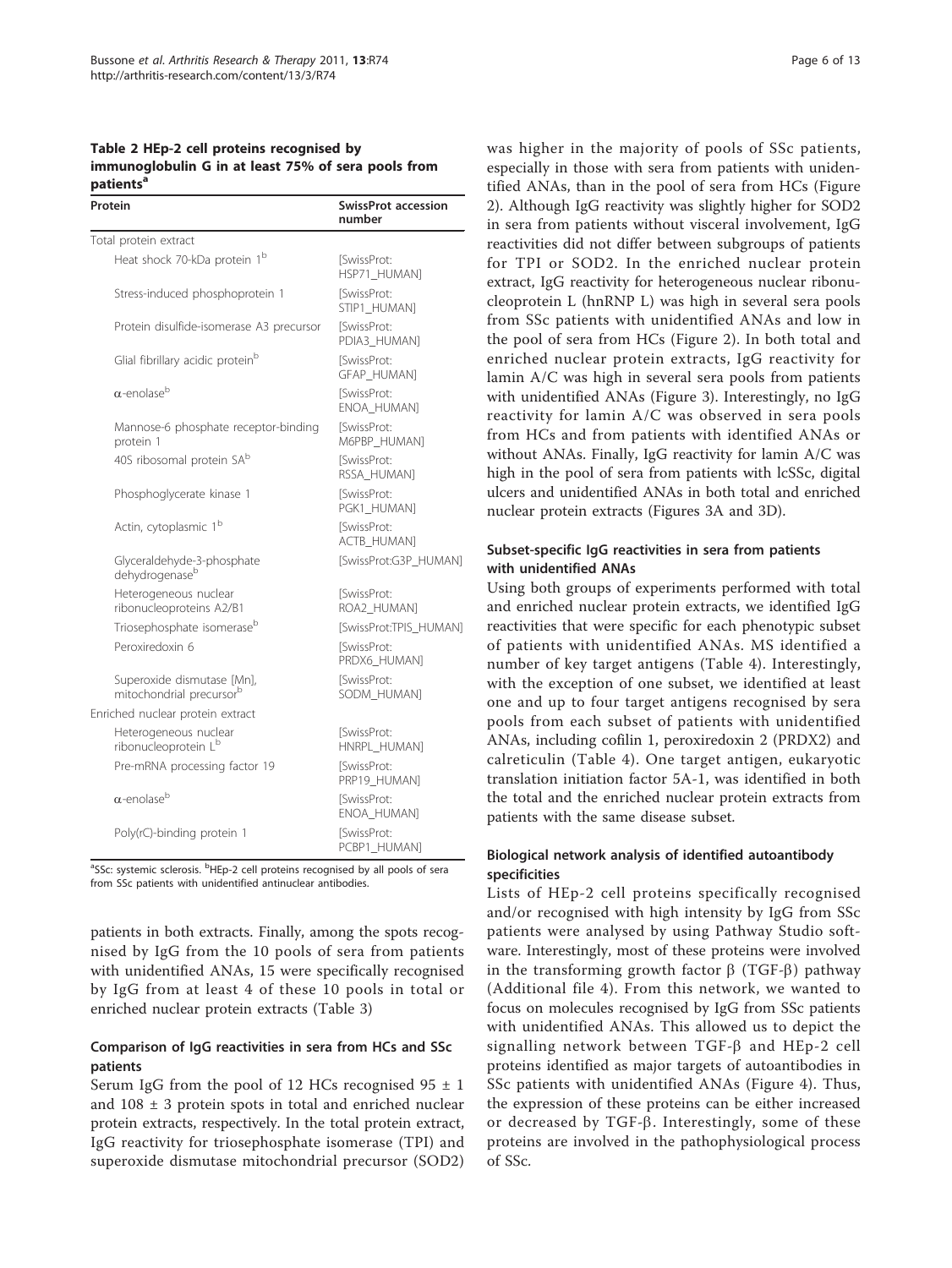**Table 2 HEp-2 cell proteins recognised by immunoglobulin G in at least 75% of sera pools from patients[a]**

| Protein | SwissProt accession number |
|---|---|
| Total protein extract | |
| Heat shock 70-kDa protein 1[b] | [SwissProt: HSP71_HUMAN] |
| Stress-induced phosphoprotein 1 | [SwissProt: STIP1_HUMAN] |
| Protein disulfide-isomerase A3 precursor | [SwissProt: PDIA3_HUMAN] |
| Glial fibrillary acidic protein[b] | [SwissProt: GFAP_HUMAN] |
| α-enolase[b] | [SwissProt: ENOA_HUMAN] |
| Mannose-6 phosphate receptor-binding protein 1 | [SwissProt: M6PBP_HUMAN] |
| 40S ribosomal protein SA[b] | [SwissProt: RSSA_HUMAN] |
| Phosphoglycerate kinase 1 | [SwissProt: PGK1_HUMAN] |
| Actin, cytoplasmic 1[b] | [SwissProt: ACTB_HUMAN] |
| Glyceraldehyde-3-phosphate dehydrogenase[b] | [SwissProt:G3P_HUMAN] |
| Heterogeneous nuclear ribonucleoproteins A2/B1 | [SwissProt: ROA2_HUMAN] |
| Triosephosphate isomerase[b] | [SwissProt:TPIS_HUMAN] |
| Peroxiredoxin 6 | [SwissProt: PRDX6_HUMAN] |
| Superoxide dismutase [Mn], mitochondrial precursor[b] | [SwissProt: SODM_HUMAN] |
| Enriched nuclear protein extract | |
| Heterogeneous nuclear ribonucleoprotein L[b] | [SwissProt: HNRPL_HUMAN] |
| Pre-mRNA processing factor 19 | [SwissProt: PRP19_HUMAN] |
| α-enolase[b] | [SwissProt: ENOA_HUMAN] |
| Poly(rC)-binding protein 1 | [SwissProt: PCBP1_HUMAN] |

[a]SSc: systemic sclerosis. [b]HEp-2 cell proteins recognised by all pools of sera from SSc patients with unidentified antinuclear antibodies.

patients in both extracts. Finally, among the spots recognised by IgG from the 10 pools of sera from patients with unidentified ANAs, 15 were specifically recognised by IgG from at least 4 of these 10 pools in total or enriched nuclear protein extracts (Table 3)

### Comparison of IgG reactivities in sera from HCs and SSc patients

Serum IgG from the pool of 12 HCs recognised 95 ± 1 and 108 ± 3 protein spots in total and enriched nuclear protein extracts, respectively. In the total protein extract, IgG reactivity for triosephosphate isomerase (TPI) and superoxide dismutase mitochondrial precursor (SOD2) was higher in the majority of pools of SSc patients, especially in those with sera from patients with unidentified ANAs, than in the pool of sera from HCs (Figure 2). Although IgG reactivity was slightly higher for SOD2 in sera from patients without visceral involvement, IgG reactivities did not differ between subgroups of patients for TPI or SOD2. In the enriched nuclear protein extract, IgG reactivity for heterogeneous nuclear ribonucleoprotein L (hnRNP L) was high in several sera pools from SSc patients with unidentified ANAs and low in the pool of sera from HCs (Figure 2). In both total and enriched nuclear protein extracts, IgG reactivity for lamin A/C was high in several sera pools from patients with unidentified ANAs (Figure 3). Interestingly, no IgG reactivity for lamin A/C was observed in sera pools from HCs and from patients with identified ANAs or without ANAs. Finally, IgG reactivity for lamin A/C was high in the pool of sera from patients with lcSSc, digital ulcers and unidentified ANAs in both total and enriched nuclear protein extracts (Figures 3A and 3D).

### Subset-specific IgG reactivities in sera from patients with unidentified ANAs

Using both groups of experiments performed with total and enriched nuclear protein extracts, we identified IgG reactivities that were specific for each phenotypic subset of patients with unidentified ANAs. MS identified a number of key target antigens (Table 4). Interestingly, with the exception of one subset, we identified at least one and up to four target antigens recognised by sera pools from each subset of patients with unidentified ANAs, including cofilin 1, peroxiredoxin 2 (PRDX2) and calreticulin (Table 4). One target antigen, eukaryotic translation initiation factor 5A-1, was identified in both the total and the enriched nuclear protein extracts from patients with the same disease subset.

### Biological network analysis of identified autoantibody specificities

Lists of HEp-2 cell proteins specifically recognised and/or recognised with high intensity by IgG from SSc patients were analysed by using Pathway Studio software. Interestingly, most of these proteins were involved in the transforming growth factor β (TGF-β) pathway (Additional file 4). From this network, we wanted to focus on molecules recognised by IgG from SSc patients with unidentified ANAs. This allowed us to depict the signalling network between TGF-β and HEp-2 cell proteins identified as major targets of autoantibodies in SSc patients with unidentified ANAs (Figure 4). Thus, the expression of these proteins can be either increased or decreased by TGF-β. Interestingly, some of these proteins are involved in the pathophysiological process of SSc.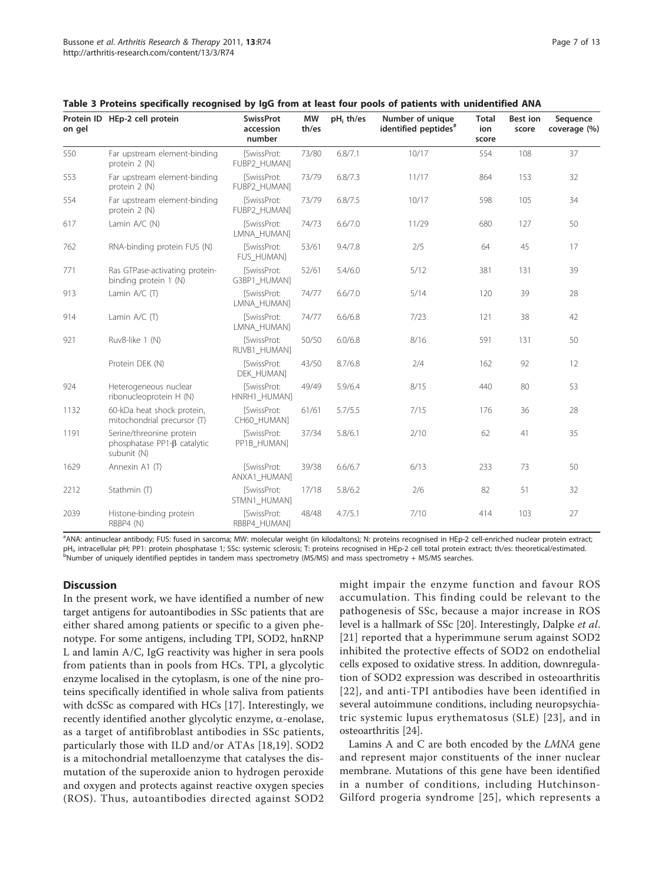Table 3 Proteins specifically recognised by IgG from at least four pools of patients with unidentified ANA

| Protein ID on gel | HEp-2 cell protein | SwissProt accession number | MW th/es | $pH_i$ th/es | Number of unique identified peptides[#] | Total ion score | Best ion score | Sequence coverage (%) |
|---|---|---|---|---|---|---|---|---|
| 550 | Far upstream element-binding protein 2 (N) | [SwissProt: FUBP2_HUMAN] | 73/80 | 6.8/7.1 | 10/17 | 554 | 108 | 37 |
| 553 | Far upstream element-binding protein 2 (N) | [SwissProt: FUBP2_HUMAN] | 73/79 | 6.8/7.3 | 11/17 | 864 | 153 | 32 |
| 554 | Far upstream element-binding protein 2 (N) | [SwissProt: FUBP2_HUMAN] | 73/79 | 6.8/7.5 | 10/17 | 598 | 105 | 34 |
| 617 | Lamin A/C (N) | [SwissProt: LMNA_HUMAN] | 74/73 | 6.6/7.0 | 11/29 | 680 | 127 | 50 |
| 762 | RNA-binding protein FUS (N) | [SwissProt: FUS_HUMAN] | 53/61 | 9.4/7.8 | 2/5 | 64 | 45 | 17 |
| 771 | Ras GTPase-activating protein-binding protein 1 (N) | [SwissProt: G3BP1_HUMAN] | 52/61 | 5.4/6.0 | 5/12 | 381 | 131 | 39 |
| 913 | Lamin A/C (T) | [SwissProt: LMNA_HUMAN] | 74/77 | 6.6/7.0 | 5/14 | 120 | 39 | 28 |
| 914 | Lamin A/C (T) | [SwissProt: LMNA_HUMAN] | 74/77 | 6.6/6.8 | 7/23 | 121 | 38 | 42 |
| 921 | RuvB-like 1 (N) | [SwissProt: RUVB1_HUMAN] | 50/50 | 6.0/6.8 | 8/16 | 591 | 131 | 50 |
| | Protein DEK (N) | [SwissProt: DEK_HUMAN] | 43/50 | 8.7/6.8 | 2/4 | 162 | 92 | 12 |
| 924 | Heterogeneous nuclear ribonucleoprotein H (N) | [SwissProt: HNRH1_HUMAN] | 49/49 | 5.9/6.4 | 8/15 | 440 | 80 | 53 |
| 1132 | 60-kDa heat shock protein, mitochondrial precursor (T) | [SwissProt: CH60_HUMAN] | 61/61 | 5.7/5.5 | 7/15 | 176 | 36 | 28 |
| 1191 | Serine/threonine protein phosphatase PP1-β catalytic subunit (N) | [SwissProt: PP1B_HUMAN] | 37/34 | 5.8/6.1 | 2/10 | 62 | 41 | 35 |
| 1629 | Annexin A1 (T) | [SwissProt: ANXA1_HUMAN] | 39/38 | 6.6/6.7 | 6/13 | 233 | 73 | 50 |
| 2212 | Stathmin (T) | [SwissProt: STMN1_HUMAN] | 17/18 | 5.8/6.2 | 2/6 | 82 | 51 | 32 |
| 2039 | Histone-binding protein RBBP4 (N) | [SwissProt: RBBP4_HUMAN] | 48/48 | 4.7/5.1 | 7/10 | 414 | 103 | 27 |

[a]ANA: antinuclear antibody; FUS: fused in sarcoma; MW: molecular weight (in kilodaltons); N: proteins recognised in HEp-2 cell-enriched nuclear protein extract; $pH_i$, intracellular pH; PP1: protein phosphatase 1; SSc: systemic sclerosis; T: proteins recognised in HEp-2 cell total protein extract; th/es: theoretical/estimated.
[b]Number of uniquely identified peptides in tandem mass spectrometry (MS/MS) and mass spectrometry + MS/MS searches.

## Discussion

In the present work, we have identified a number of new target antigens for autoantibodies in SSc patients that are either shared among patients or specific to a given phenotype. For some antigens, including TPI, SOD2, hnRNP L and lamin A/C, IgG reactivity was higher in sera pools from patients than in pools from HCs. TPI, a glycolytic enzyme localised in the cytoplasm, is one of the nine proteins specifically identified in whole saliva from patients with dcSSc as compared with HCs [17]. Interestingly, we recently identified another glycolytic enzyme, α-enolase, as a target of antifibroblast antibodies in SSc patients, particularly those with ILD and/or ATAs [18,19]. SOD2 is a mitochondrial metalloenzyme that catalyses the dismutation of the superoxide anion to hydrogen peroxide and oxygen and protects against reactive oxygen species (ROS). Thus, autoantibodies directed against SOD2 might impair the enzyme function and favour ROS accumulation. This finding could be relevant to the pathogenesis of SSc, because a major increase in ROS level is a hallmark of SSc [20]. Interestingly, Dalpke *et al.* [21] reported that a hyperimmune serum against SOD2 inhibited the protective effects of SOD2 on endothelial cells exposed to oxidative stress. In addition, downregulation of SOD2 expression was described in osteoarthritis [22], and anti-TPI antibodies have been identified in several autoimmune conditions, including neuropsychiatric systemic lupus erythematosus (SLE) [23], and in osteoarthritis [24].

Lamins A and C are both encoded by the *LMNA* gene and represent major constituents of the inner nuclear membrane. Mutations of this gene have been identified in a number of conditions, including Hutchinson-Gilford progeria syndrome [25], which represents a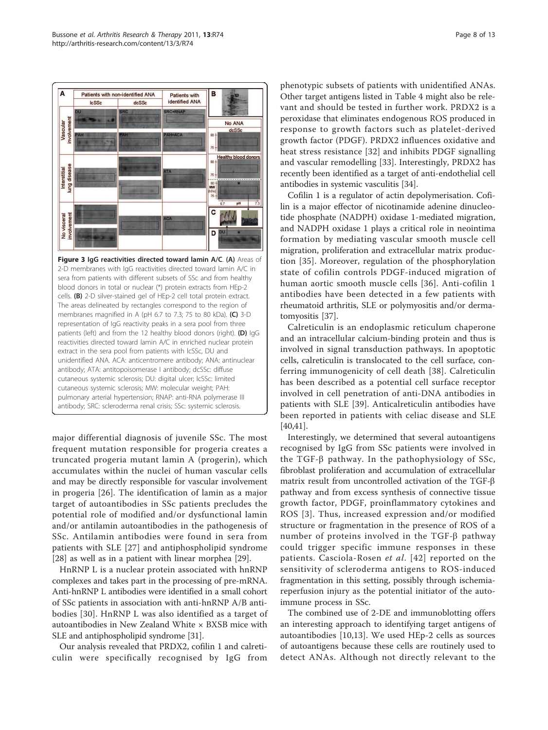**Figure 3 IgG reactivities directed toward lamin A/C**. **(A)** Areas of 2-D membranes with IgG reactivities directed toward lamin A/C in sera from patients with different subsets of SSc and from healthy blood donors in total or nuclear (*) protein extracts from HEp-2 cells. **(B)** 2-D silver-stained gel of HEp-2 cell total protein extract. The areas delineated by rectangles correspond to the region of membranes magnified in A (pH 6.7 to 7.3; 75 to 80 kDa). **(C)** 3-D representation of IgG reactivity peaks in a sera pool from three patients (left) and from the 12 healthy blood donors (right). **(D)** IgG reactivities directed toward lamin A/C in enriched nuclear protein extract in the sera pool from patients with lcSSc, DU and unidentified ANA. ACA: anticentromere antibody; ANA: antinuclear antibody; ATA: antitopoisomerase I antibody; dcSSc: diffuse cutaneous systemic sclerosis; DU: digital ulcer; lcSSc: limited cutaneous systemic sclerosis; MW: molecular weight; PAH: pulmonary arterial hypertension; RNAP: anti-RNA polymerase III antibody; SRC: scleroderma renal crisis; SSc: systemic sclerosis.

major differential diagnosis of juvenile SSc. The most frequent mutation responsible for progeria creates a truncated progeria mutant lamin A (progerin), which accumulates within the nuclei of human vascular cells and may be directly responsible for vascular involvement in progeria [26]. The identification of lamin as a major target of autoantibodies in SSc patients precludes the potential role of modified and/or dysfunctional lamin and/or antilamin autoantibodies in the pathogenesis of SSc. Antilamin antibodies were found in sera from patients with SLE [27] and antiphospholipid syndrome [28] as well as in a patient with linear morphea [29].

HnRNP L is a nuclear protein associated with hnRNP complexes and takes part in the processing of pre-mRNA. Anti-hnRNP L antibodies were identified in a small cohort of SSc patients in association with anti-hnRNP A/B antibodies [30]. HnRNP L was also identified as a target of autoantibodies in New Zealand White × BXSB mice with SLE and antiphospholipid syndrome [31].

Our analysis revealed that PRDX2, cofilin 1 and calreticulin were specifically recognised by IgG from phenotypic subsets of patients with unidentified ANAs. Other target antigens listed in Table 4 might also be relevant and should be tested in further work. PRDX2 is a peroxidase that eliminates endogenous ROS produced in response to growth factors such as platelet-derived growth factor (PDGF). PRDX2 influences oxidative and heat stress resistance [32] and inhibits PDGF signalling and vascular remodelling [33]. Interestingly, PRDX2 has recently been identified as a target of anti-endothelial cell antibodies in systemic vasculitis [34].

Cofilin 1 is a regulator of actin depolymerisation. Cofilin is a major effector of nicotinamide adenine dinucleotide phosphate (NADPH) oxidase 1-mediated migration, and NADPH oxidase 1 plays a critical role in neointima formation by mediating vascular smooth muscle cell migration, proliferation and extracellular matrix production [35]. Moreover, regulation of the phosphorylation state of cofilin controls PDGF-induced migration of human aortic smooth muscle cells [36]. Anti-cofilin 1 antibodies have been detected in a few patients with rheumatoid arthritis, SLE or polymyositis and/or dermatomyositis [37].

Calreticulin is an endoplasmic reticulum chaperone and an intracellular calcium-binding protein and thus is involved in signal transduction pathways. In apoptotic cells, calreticulin is translocated to the cell surface, conferring immunogenicity of cell death [38]. Calreticulin has been described as a potential cell surface receptor involved in cell penetration of anti-DNA antibodies in patients with SLE [39]. Anticalreticulin antibodies have been reported in patients with celiac disease and SLE [40,41].

Interestingly, we determined that several autoantigens recognised by IgG from SSc patients were involved in the TGF-β pathway. In the pathophysiology of SSc, fibroblast proliferation and accumulation of extracellular matrix result from uncontrolled activation of the TGF-β pathway and from excess synthesis of connective tissue growth factor, PDGF, proinflammatory cytokines and ROS [3]. Thus, increased expression and/or modified structure or fragmentation in the presence of ROS of a number of proteins involved in the TGF-β pathway could trigger specific immune responses in these patients. Casciola-Rosen *et al*. [42] reported on the sensitivity of scleroderma antigens to ROS-induced fragmentation in this setting, possibly through ischemia-reperfusion injury as the potential initiator of the autoimmune process in SSc.

The combined use of 2-DE and immunoblotting offers an interesting approach to identifying target antigens of autoantibodies [10,13]. We used HEp-2 cells as sources of autoantigens because these cells are routinely used to detect ANAs. Although not directly relevant to the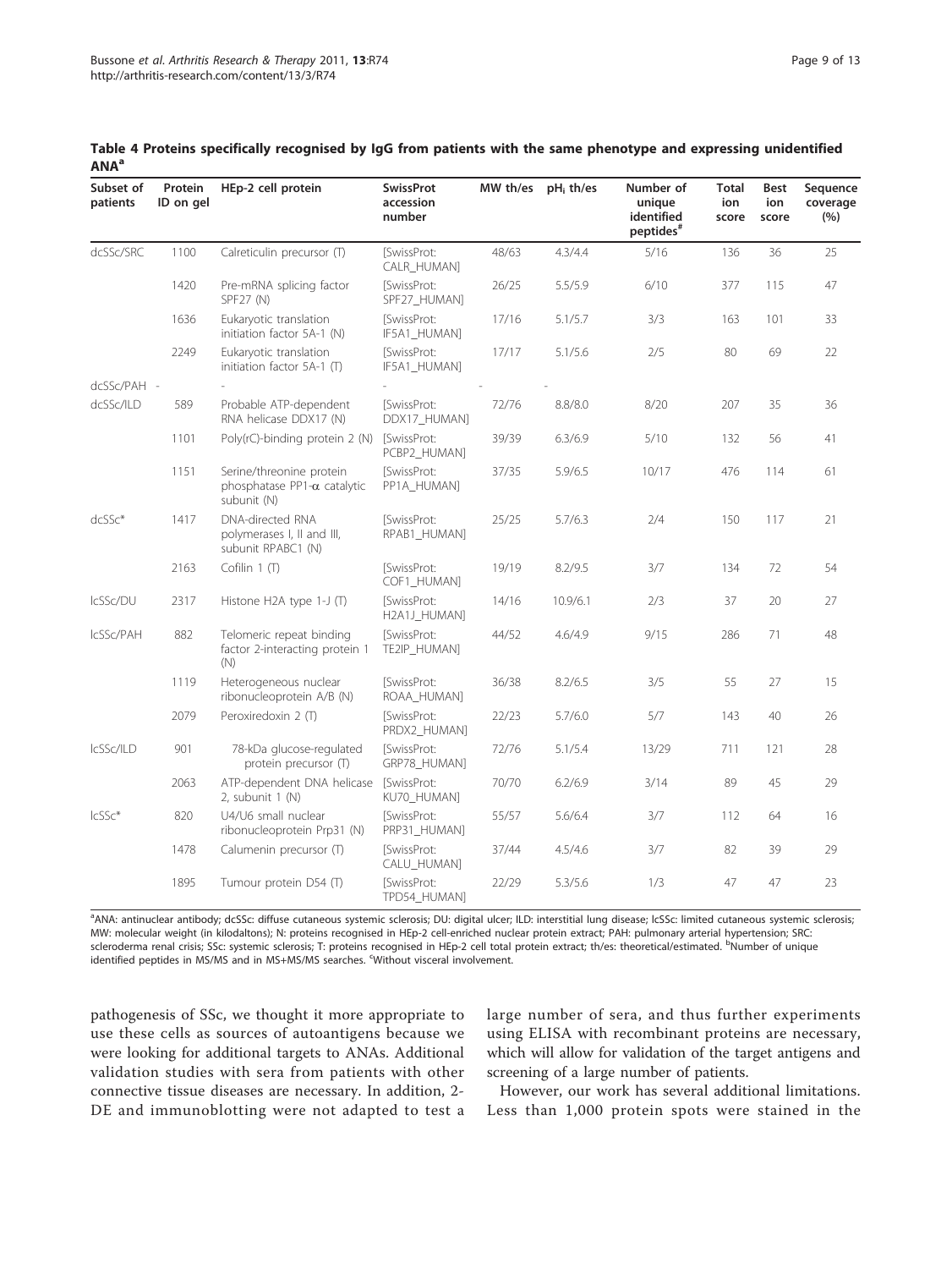**Table 4 Proteins specifically recognised by IgG from patients with the same phenotype and expressing unidentified ANA[a]**

| Subset of patients | Protein ID on gel | HEp-2 cell protein | SwissProt accession number | MW th/es | $pI_i$ th/es | Number of unique identified peptides[#] | Total ion score | Best ion score | Sequence coverage (%) |
|---|---|---|---|---|---|---|---|---|---|
| dcSSc/SRC | 1100 | Calreticulin precursor (T) | [SwissProt: CALR_HUMAN] | 48/63 | 4.3/4.4 | 5/16 | 136 | 36 | 25 |
| | 1420 | Pre-mRNA splicing factor SPF27 (N) | [SwissProt: SPF27_HUMAN] | 26/25 | 5.5/5.9 | 6/10 | 377 | 115 | 47 |
| | 1636 | Eukaryotic translation initiation factor 5A-1 (N) | [SwissProt: IF5A1_HUMAN] | 17/16 | 5.1/5.7 | 3/3 | 163 | 101 | 33 |
| | 2249 | Eukaryotic translation initiation factor 5A-1 (T) | [SwissProt: IF5A1_HUMAN] | 17/17 | 5.1/5.6 | 2/5 | 80 | 69 | 22 |
| dcSSc/PAH | - | - | - | - | - | | | | |
| dcSSc/ILD | 589 | Probable ATP-dependent RNA helicase DDX17 (N) | [SwissProt: DDX17_HUMAN] | 72/76 | 8.8/8.0 | 8/20 | 207 | 35 | 36 |
| | 1101 | Poly(rC)-binding protein 2 (N) | [SwissProt: PCBP2_HUMAN] | 39/39 | 6.3/6.9 | 5/10 | 132 | 56 | 41 |
| | 1151 | Serine/threonine protein phosphatase PP1-$\alpha$ catalytic subunit (N) | [SwissProt: PP1A_HUMAN] | 37/35 | 5.9/6.5 | 10/17 | 476 | 114 | 61 |
| dcSSc* | 1417 | DNA-directed RNA polymerases I, II and III, subunit RPABC1 (N) | [SwissProt: RPAB1_HUMAN] | 25/25 | 5.7/6.3 | 2/4 | 150 | 117 | 21 |
| | 2163 | Cofilin 1 (T) | [SwissProt: COF1_HUMAN] | 19/19 | 8.2/9.5 | 3/7 | 134 | 72 | 54 |
| lcSSc/DU | 2317 | Histone H2A type 1-J (T) | [SwissProt: H2A1J_HUMAN] | 14/16 | 10.9/6.1 | 2/3 | 37 | 20 | 27 |
| lcSSc/PAH | 882 | Telomeric repeat binding factor 2-interacting protein 1 (N) | [SwissProt: TE2IP_HUMAN] | 44/52 | 4.6/4.9 | 9/15 | 286 | 71 | 48 |
| | 1119 | Heterogeneous nuclear ribonucleoprotein A/B (N) | [SwissProt: ROAA_HUMAN] | 36/38 | 8.2/6.5 | 3/5 | 55 | 27 | 15 |
| | 2079 | Peroxiredoxin 2 (T) | [SwissProt: PRDX2_HUMAN] | 22/23 | 5.7/6.0 | 5/7 | 143 | 40 | 26 |
| lcSSc/ILD | 901 | 78-kDa glucose-regulated protein precursor (T) | [SwissProt: GRP78_HUMAN] | 72/76 | 5.1/5.4 | 13/29 | 711 | 121 | 28 |
| | 2063 | ATP-dependent DNA helicase 2, subunit 1 (N) | [SwissProt: KU70_HUMAN] | 70/70 | 6.2/6.9 | 3/14 | 89 | 45 | 29 |
| lcSSc* | 820 | U4/U6 small nuclear ribonucleoprotein Prp31 (N) | [SwissProt: PRP31_HUMAN] | 55/57 | 5.6/6.4 | 3/7 | 112 | 64 | 16 |
| | 1478 | Calumenin precursor (T) | [SwissProt: CALU_HUMAN] | 37/44 | 4.5/4.6 | 3/7 | 82 | 39 | 29 |
| | 1895 | Tumour protein D54 (T) | [SwissProt: TPD54_HUMAN] | 22/29 | 5.3/5.6 | 1/3 | 47 | 47 | 23 |

[a]ANA: antinuclear antibody; dcSSc: diffuse cutaneous systemic sclerosis; DU: digital ulcer; ILD: interstitial lung disease; lcSSc: limited cutaneous systemic sclerosis; MW: molecular weight (in kilodaltons); N: proteins recognised in HEp-2 cell-enriched nuclear protein extract; PAH: pulmonary arterial hypertension; SRC: scleroderma renal crisis; SSc: systemic sclerosis; T: proteins recognised in HEp-2 cell total protein extract; th/es: theoretical/estimated. [b]Number of unique identified peptides in MS/MS and in MS+MS/MS searches. [c]Without visceral involvement.

pathogenesis of SSc, we thought it more appropriate to use these cells as sources of autoantigens because we were looking for additional targets to ANAs. Additional validation studies with sera from patients with other connective tissue diseases are necessary. In addition, 2-DE and immunoblotting were not adapted to test a large number of sera, and thus further experiments using ELISA with recombinant proteins are necessary, which will allow for validation of the target antigens and screening of a large number of patients.

However, our work has several additional limitations. Less than 1,000 protein spots were stained in the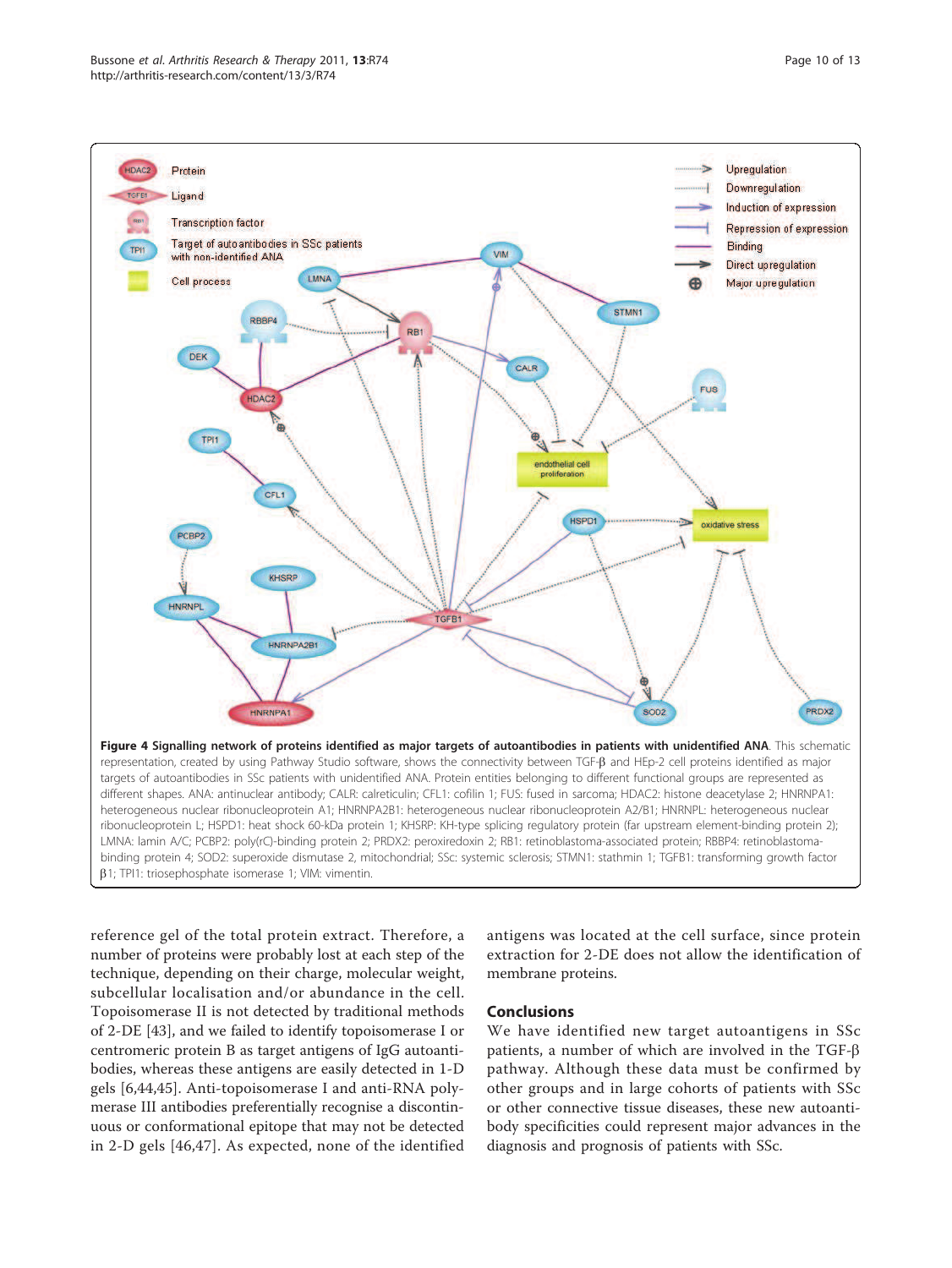**Figure 4 Signalling network of proteins identified as major targets of autoantibodies in patients with unidentified ANA**. This schematic representation, created by using Pathway Studio software, shows the connectivity between TGF-β and HEp-2 cell proteins identified as major targets of autoantibodies in SSc patients with unidentified ANA. Protein entities belonging to different functional groups are represented as different shapes. ANA: antinuclear antibody; CALR: calreticulin; CFL1: cofilin 1; FUS: fused in sarcoma; HDAC2: histone deacetylase 2; HNRNPA1: heterogeneous nuclear ribonucleoprotein A1; HNRNPA2B1: heterogeneous nuclear ribonucleoprotein A2/B1; HNRNPL: heterogeneous nuclear ribonucleoprotein L; HSPD1: heat shock 60-kDa protein 1; KHSRP: KH-type splicing regulatory protein (far upstream element-binding protein 2); LMNA: lamin A/C; PCBP2: poly(rC)-binding protein 2; PRDX2: peroxiredoxin 2; RB1: retinoblastoma-associated protein; RBBP4: retinoblastoma-binding protein 4; SOD2: superoxide dismutase 2, mitochondrial; SSc: systemic sclerosis; STMN1: stathmin 1; TGFB1: transforming growth factor β1; TPI1: triosephosphate isomerase 1; VIM: vimentin.

reference gel of the total protein extract. Therefore, a number of proteins were probably lost at each step of the technique, depending on their charge, molecular weight, subcellular localisation and/or abundance in the cell. Topoisomerase II is not detected by traditional methods of 2-DE [43], and we failed to identify topoisomerase I or centromeric protein B as target antigens of IgG autoantibodies, whereas these antigens are easily detected in 1-D gels [6,44,45]. Anti-topoisomerase I and anti-RNA polymerase III antibodies preferentially recognise a discontinuous or conformational epitope that may not be detected in 2-D gels [46,47]. As expected, none of the identified antigens was located at the cell surface, since protein extraction for 2-DE does not allow the identification of membrane proteins.

## Conclusions

We have identified new target autoantigens in SSc patients, a number of which are involved in the TGF-β pathway. Although these data must be confirmed by other groups and in large cohorts of patients with SSc or other connective tissue diseases, these new autoantibody specificities could represent major advances in the diagnosis and prognosis of patients with SSc.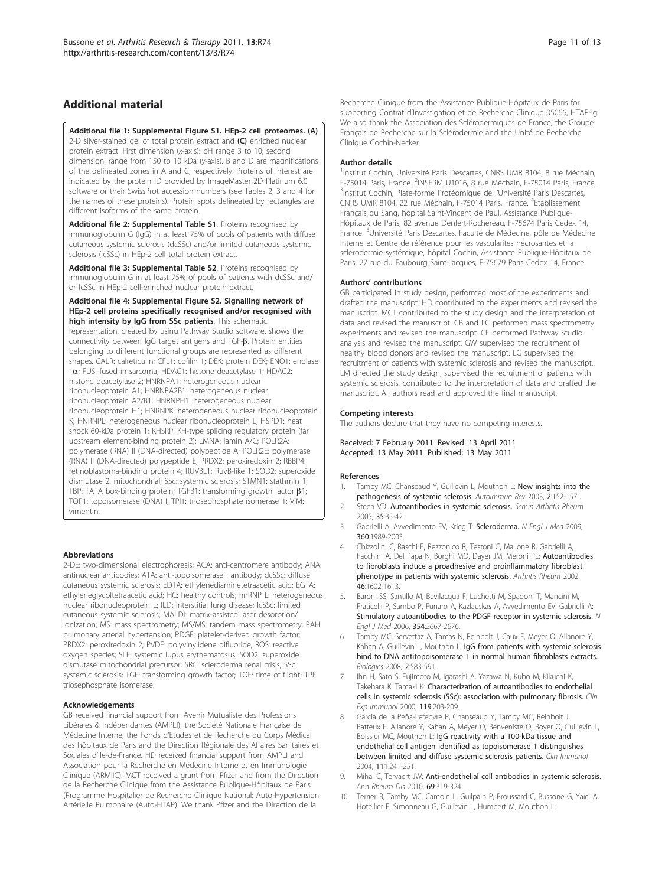## Additional material

**Additional file 1: Supplemental Figure S1. HEp-2 cell proteomes. (A)** 2-D silver-stained gel of total protein extract and **(C)** enriched nuclear protein extract. First dimension (x-axis): pH range 3 to 10; second dimension: range from 150 to 10 kDa (y-axis). B and D are magnifications of the delineated zones in A and C, respectively. Proteins of interest are indicated by the protein ID provided by ImageMaster 2D Platinum 6.0 software or their SwissProt accession numbers (see Tables 2, 3 and 4 for the names of these proteins). Protein spots delineated by rectangles are different isoforms of the same protein.

**Additional file 2: Supplemental Table S1**. Proteins recognised by immunoglobulin G (IgG) in at least 75% of pools of patients with diffuse cutaneous systemic sclerosis (dcSSc) and/or limited cutaneous systemic sclerosis (lcSSc) in HEp-2 cell total protein extract.

**Additional file 3: Supplemental Table S2**. Proteins recognised by immunoglobulin G in at least 75% of pools of patients with dcSSc and/or lcSSc in HEp-2 cell-enriched nuclear protein extract.

**Additional file 4: Supplemental Figure S2. Signalling network of HEp-2 cell proteins specifically recognised and/or recognised with high intensity by IgG from SSc patients**. This schematic representation, created by using Pathway Studio software, shows the connectivity between IgG target antigens and TGF-β. Protein entities belonging to different functional groups are represented as different shapes. CALR: calreticulin; CFL1: cofilin 1; DEK: protein DEK; ENO1: enolase 1α; FUS: fused in sarcoma; HDAC1: histone deacetylase 1; HDAC2: histone deacetylase 2; HNRNPA1: heterogeneous nuclear ribonucleoprotein A1; HNRNPA2B1: heterogeneous nuclear ribonucleoprotein A2/B1; HNRNPH1: heterogeneous nuclear ribonucleoprotein H1; HNRNPK: heterogeneous nuclear ribonucleoprotein K; HNRNPL: heterogeneous nuclear ribonucleoprotein L; HSPD1: heat shock 60-kDa protein 1; KHSRP: KH-type splicing regulatory protein (far upstream element-binding protein 2); LMNA: lamin A/C; POLR2A: polymerase (RNA) II (DNA-directed) polypeptide A; POLR2E: polymerase (RNA) II (DNA-directed) polypeptide E; PRDX2: peroxiredoxin 2; RBBP4: retinoblastoma-binding protein 4; RUVBL1: RuvB-like 1; SOD2: superoxide dismutase 2, mitochondrial; SSc: systemic sclerosis; STMN1: stathmin 1; TBP: TATA box-binding protein; TGFB1: transforming growth factor β1; TOP1: topoisomerase (DNA) I; TPI1: triosephosphate isomerase 1; VIM: vimentin.

#### Abbreviations

2-DE: two-dimensional electrophoresis; ACA: anti-centromere antibody; ANA: antinuclear antibodies; ATA: anti-topoisomerase I antibody; dcSSc: diffuse cutaneous systemic sclerosis; EDTA: ethylenediaminetetraacetic acid; EGTA: ethyleneglycoltetraacetic acid; HC: healthy controls; hnRNP L: heterogeneous nuclear ribonucleoprotein L; ILD: interstitial lung disease; lcSSc: limited cutaneous systemic sclerosis; MALDI: matrix-assisted laser desorption/ionization; MS: mass spectrometry; MS/MS: tandem mass spectrometry; PAH: pulmonary arterial hypertension; PDGF: platelet-derived growth factor; PRDX2: peroxiredoxin 2; PVDF: polyvinylidene difluoride; ROS: reactive oxygen species; SLE: systemic lupus erythematosus; SOD2: superoxide dismutase mitochondrial precursor; SRC: scleroderma renal crisis; SSc: systemic sclerosis; TGF: transforming growth factor; TOF: time of flight; TPI: triosephosphate isomerase.

#### Acknowledgements

GB received financial support from Avenir Mutualiste des Professions Libérales & Indépendantes (AMPLI), the Société Nationale Française de Médecine Interne, the Fonds d'Etudes et de Recherche du Corps Médical des hôpitaux de Paris and the Direction Régionale des Affaires Sanitaires et Sociales d'Ile-de-France. HD received financial support from AMPLI and Association pour la Recherche en Médecine Interne et en Immunologie Clinique (ARMIIC). MCT received a grant from Pfizer and from the Direction de la Recherche Clinique from the Assistance Publique-Hôpitaux de Paris (Programme Hospitalier de Recherche Clinique National: Auto-Hypertension Artérielle Pulmonaire (Auto-HTAP). We thank Pfizer and the Direction de la Recherche Clinique from the Assistance Publique-Hôpitaux de Paris for supporting Contrat d'Investigation et de Recherche Clinique 05066, HTAP-Ig. We also thank the Association des Sclérodermiques de France, the Groupe Français de Recherche sur la Sclérodermie and the Unité de Recherche Clinique Cochin-Necker.

#### Author details

[1]Institut Cochin, Université Paris Descartes, CNRS UMR 8104, 8 rue Méchain, F-75014 Paris, France. [2]INSERM U1016, 8 rue Méchain, F-75014 Paris, France. [3]Institut Cochin, Plate-forme Protéomique de l'Université Paris Descartes, CNRS UMR 8104, 22 rue Méchain, F-75014 Paris, France. [4]Etablissement Français du Sang, hôpital Saint-Vincent de Paul, Assistance Publique-Hôpitaux de Paris, 82 avenue Denfert-Rochereau, F-75674 Paris Cedex 14, France. [5]Université Paris Descartes, Faculté de Médecine, pôle de Médecine Interne et Centre de référence pour les vascularites nécrosantes et la sclérodermie systémique, hôpital Cochin, Assistance Publique-Hôpitaux de Paris, 27 rue du Faubourg Saint-Jacques, F-75679 Paris Cedex 14, France.

#### Authors' contributions

GB participated in study design, performed most of the experiments and drafted the manuscript. HD contributed to the experiments and revised the manuscript. MCT contributed to the study design and the interpretation of data and revised the manuscript. CB and LC performed mass spectrometry experiments and revised the manuscript. CF performed Pathway Studio analysis and revised the manuscript. GW supervised the recruitment of healthy blood donors and revised the manuscript. LG supervised the recruitment of patients with systemic sclerosis and revised the manuscript. LM directed the study design, supervised the recruitment of patients with systemic sclerosis, contributed to the interpretation of data and drafted the manuscript. All authors read and approved the final manuscript.

#### Competing interests

The authors declare that they have no competing interests.

Received: 7 February 2011 Revised: 13 April 2011
Accepted: 13 May 2011 Published: 13 May 2011

#### References

1. Tamby MC, Chanseaud Y, Guillevin L, Mouthon L: **New insights into the pathogenesis of systemic sclerosis.** *Autoimmun Rev* 2003, **2**:152-157.
2. Steen VD: **Autoantibodies in systemic sclerosis.** *Semin Arthritis Rheum* 2005, **35**:35-42.
3. Gabrielli A, Avvedimento EV, Krieg T: **Scleroderma.** *N Engl J Med* 2009, **360**:1989-2003.
4. Chizzolini C, Raschi E, Rezzonico R, Testoni C, Mallone R, Gabrielli A, Facchini A, Del Papa N, Borghi MO, Dayer JM, Meroni PL: **Autoantibodies to fibroblasts induce a proadhesive and proinflammatory fibroblast phenotype in patients with systemic sclerosis.** *Arthritis Rheum* 2002, **46**:1602-1613.
5. Baroni SS, Santillo M, Bevilacqua F, Luchetti M, Spadoni T, Mancini M, Fraticelli P, Sambo P, Funaro A, Kazlauskas A, Avvedimento EV, Gabrielli A: **Stimulatory autoantibodies to the PDGF receptor in systemic sclerosis.** *N Engl J Med* 2006, **354**:2667-2676.
6. Tamby MC, Servettaz A, Tamas N, Reinbolt J, Caux F, Meyer O, Allanore Y, Kahan A, Guillevin L, Mouthon L: **IgG from patients with systemic sclerosis bind to DNA antitopoisomerase 1 in normal human fibroblasts extracts.** *Biologics* 2008, **2**:583-591.
7. Ihn H, Sato S, Fujimoto M, Igarashi A, Yazawa N, Kubo M, Kikuchi K, Takehara K, Tamaki K: **Characterization of autoantibodies to endothelial cells in systemic sclerosis (SSc): association with pulmonary fibrosis.** *Clin Exp Immunol* 2000, **119**:203-209.
8. García de la Peña-Lefebvre P, Chanseaud Y, Tamby MC, Reinbolt J, Batteux F, Allanore Y, Kahan A, Meyer O, Benveniste O, Boyer O, Guillevin L, Boissier MC, Mouthon L: **IgG reactivity with a 100-kDa tissue and endothelial cell antigen identified as topoisomerase 1 distinguishes between limited and diffuse systemic sclerosis patients.** *Clin Immunol* 2004, **111**:241-251.
9. Mihai C, Tervaert JW: **Anti-endothelial cell antibodies in systemic sclerosis.** *Ann Rheum Dis* 2010, **69**:319-324.
10. Terrier B, Tamby MC, Camoin L, Guilpain P, Broussard C, Bussone G, Yaici A, Hotellier F, Simonneau G, Guillevin L, Humbert M, Mouthon L: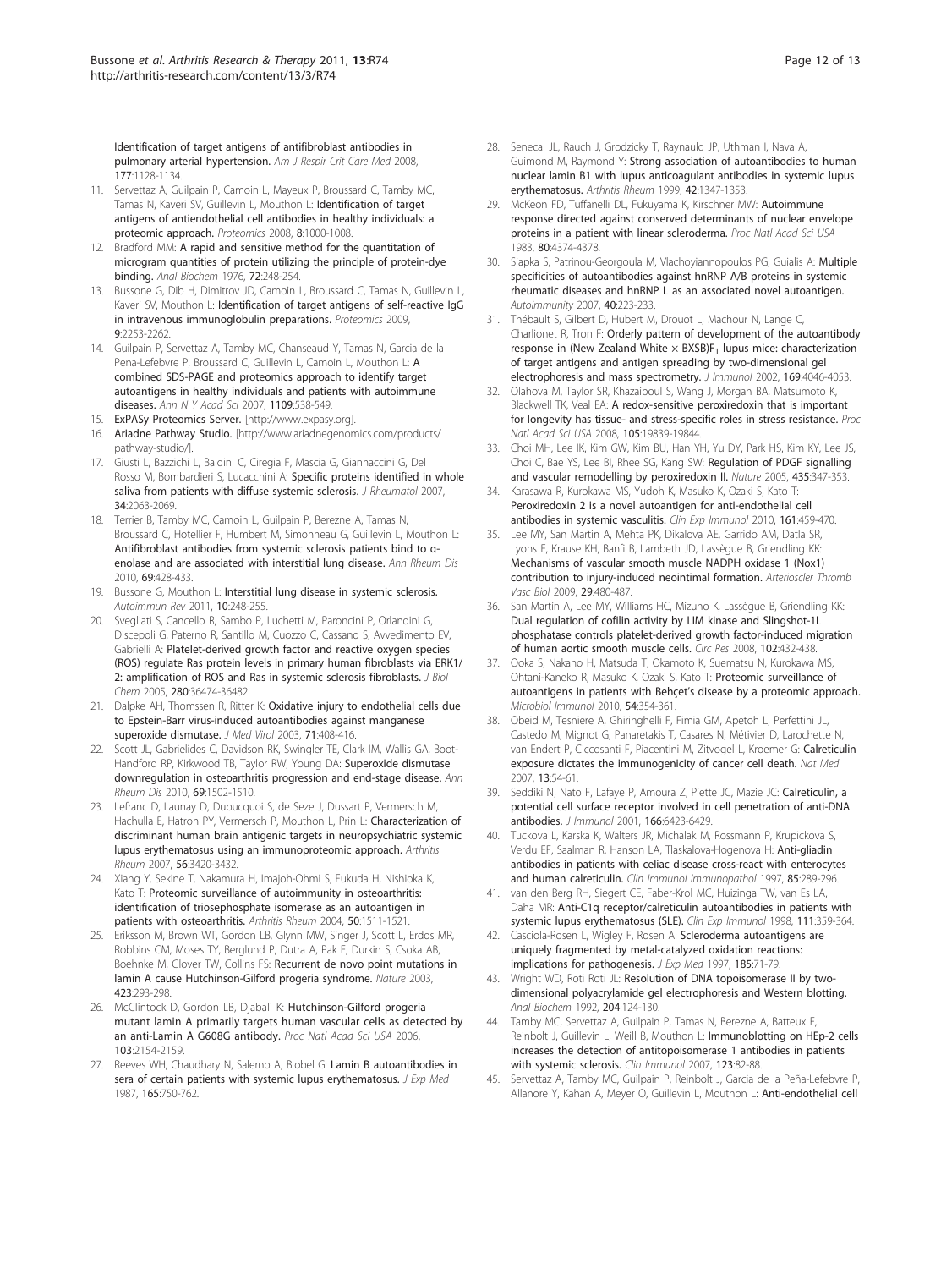Identification of target antigens of antifibroblast antibodies in pulmonary arterial hypertension. *Am J Respir Crit Care Med* 2008, 177:1128-1134.

11. Servettaz A, Guilpain P, Camoin L, Mayeux P, Broussard C, Tamby MC, Tamas N, Kaveri SV, Guillevin L, Mouthon L: Identification of target antigens of antiendothelial cell antibodies in healthy individuals: a proteomic approach. *Proteomics* 2008, 8:1000-1008.
12. Bradford MM: A rapid and sensitive method for the quantitation of microgram quantities of protein utilizing the principle of protein-dye binding. *Anal Biochem* 1976, 72:248-254.
13. Bussone G, Dib H, Dimitrov JD, Camoin L, Broussard C, Tamas N, Guillevin L, Kaveri SV, Mouthon L: Identification of target antigens of self-reactive IgG in intravenous immunoglobulin preparations. *Proteomics* 2009, 9:2253-2262.
14. Guilpain P, Servettaz A, Tamby MC, Chanseaud Y, Tamas N, Garcia de la Pena-Lefebvre P, Broussard C, Guillevin L, Camoin L, Mouthon L: A combined SDS-PAGE and proteomics approach to identify target autoantigens in healthy individuals and patients with autoimmune diseases. *Ann N Y Acad Sci* 2007, 1109:538-549.
15. ExPASy Proteomics Server. [http://www.expasy.org].
16. Ariadne Pathway Studio. [http://www.ariadnegenomics.com/products/pathway-studio/].
17. Giusti L, Bazzichi L, Baldini C, Ciregia F, Mascia G, Giannaccini G, Del Rosso M, Bombardieri S, Lucacchini A: Specific proteins identified in whole saliva from patients with diffuse systemic sclerosis. *J Rheumatol* 2007, 34:2063-2069.
18. Terrier B, Tamby MC, Camoin L, Guilpain P, Berezne A, Tamas N, Broussard C, Hotellier F, Humbert M, Simonneau G, Guillevin L, Mouthon L: Antifibroblast antibodies from systemic sclerosis patients bind to α-enolase and are associated with interstitial lung disease. *Ann Rheum Dis* 2010, 69:428-433.
19. Bussone G, Mouthon L: Interstitial lung disease in systemic sclerosis. *Autoimmun Rev* 2011, 10:248-255.
20. Svegliati S, Cancello R, Sambo P, Luchetti M, Paroncini P, Orlandini G, Discepoli G, Paterno R, Santillo M, Cuozzo C, Cassano S, Avvedimento EV, Gabrielli A: Platelet-derived growth factor and reactive oxygen species (ROS) regulate Ras protein levels in primary human fibroblasts via ERK1/2: amplification of ROS and Ras in systemic sclerosis fibroblasts. *J Biol Chem* 2005, 280:36474-36482.
21. Dalpke AH, Thomssen R, Ritter K: Oxidative injury to endothelial cells due to Epstein-Barr virus-induced autoantibodies against manganese superoxide dismutase. *J Med Virol* 2003, 71:408-416.
22. Scott JL, Gabrielides C, Davidson RK, Swingler TE, Clark IM, Wallis GA, Boot-Handford RP, Kirkwood TB, Taylor RW, Young DA: Superoxide dismutase downregulation in osteoarthritis progression and end-stage disease. *Ann Rheum Dis* 2010, 69:1502-1510.
23. Lefranc D, Launay D, Dubucquoi S, de Seze J, Dussart P, Vermersch M, Hachulla E, Hatron PY, Vermersch P, Mouthon L, Prin L: Characterization of discriminant human brain antigenic targets in neuropsychiatric systemic lupus erythematosus using an immunoproteomic approach. *Arthritis Rheum* 2007, 56:3420-3432.
24. Xiang Y, Sekine T, Nakamura H, Imajoh-Ohmi S, Fukuda H, Nishioka K, Kato T: Proteomic surveillance of autoimmunity in osteoarthritis: identification of triosephosphate isomerase as an autoantigen in patients with osteoarthritis. *Arthritis Rheum* 2004, 50:1511-1521.
25. Eriksson M, Brown WT, Gordon LB, Glynn MW, Singer J, Scott L, Erdos MR, Robbins CM, Moses TY, Berglund P, Dutra A, Pak E, Durkin S, Csoka AB, Boehnke M, Glover TW, Collins FS: Recurrent de novo point mutations in lamin A cause Hutchinson-Gilford progeria syndrome. *Nature* 2003, 423:293-298.
26. McClintock D, Gordon LB, Djabali K: Hutchinson-Gilford progeria mutant lamin A primarily targets human vascular cells as detected by an anti-Lamin A G608G antibody. *Proc Natl Acad Sci USA* 2006, 103:2154-2159.
27. Reeves WH, Chaudhary N, Salerno A, Blobel G: Lamin B autoantibodies in sera of certain patients with systemic lupus erythematosus. *J Exp Med* 1987, 165:750-762.
28. Senecal JL, Rauch J, Grodzicky T, Raynauld JP, Uthman I, Nava A, Guimond M, Raymond Y: Strong association of autoantibodies to human nuclear lamin B1 with lupus anticoagulant antibodies in systemic lupus erythematosus. *Arthritis Rheum* 1999, 42:1347-1353.
29. McKeon FD, Tuffanelli DL, Fukuyama K, Kirschner MW: Autoimmune response directed against conserved determinants of nuclear envelope proteins in a patient with linear scleroderma. *Proc Natl Acad Sci USA* 1983, 80:4374-4378.
30. Siapka S, Patrinou-Georgoula M, Vlachoyiannopoulos PG, Guialis A: Multiple specificities of autoantibodies against hnRNP A/B proteins in systemic rheumatic diseases and hnRNP L as an associated novel autoantigen. *Autoimmunity* 2007, 40:223-233.
31. Thébault S, Gilbert D, Hubert M, Drouot L, Machour N, Lange C, Charlionet R, Tron F: Orderly pattern of development of the autoantibody response in (New Zealand White × BXSB)$F_1$ lupus mice: characterization of target antigens and antigen spreading by two-dimensional gel electrophoresis and mass spectrometry. *J Immunol* 2002, 169:4046-4053.
32. Olahova M, Taylor SR, Khazaipoul S, Wang J, Morgan BA, Matsumoto K, Blackwell TK, Veal EA: A redox-sensitive peroxiredoxin that is important for longevity has tissue- and stress-specific roles in stress resistance. *Proc Natl Acad Sci USA* 2008, 105:19839-19844.
33. Choi MH, Lee IK, Kim GW, Kim BU, Han YH, Yu DY, Park HS, Kim KY, Lee JS, Choi C, Bae YS, Lee BI, Rhee SG, Kang SW: Regulation of PDGF signalling and vascular remodelling by peroxiredoxin II. *Nature* 2005, 435:347-353.
34. Karasawa R, Kurokawa MS, Yudoh K, Masuko K, Ozaki S, Kato T: Peroxiredoxin 2 is a novel autoantigen for anti-endothelial cell antibodies in systemic vasculitis. *Clin Exp Immunol* 2010, 161:459-470.
35. Lee MY, San Martin A, Mehta PK, Dikalova AE, Garrido AM, Datla SR, Lyons E, Krause KH, Banfi B, Lambeth JD, Lassègue B, Griendling KK: Mechanisms of vascular smooth muscle NADPH oxidase 1 (Nox1) contribution to injury-induced neointimal formation. *Arterioscler Thromb Vasc Biol* 2009, 29:480-487.
36. San Martín A, Lee MY, Williams HC, Mizuno K, Lassègue B, Griendling KK: Dual regulation of cofilin activity by LIM kinase and Slingshot-1L phosphatase controls platelet-derived growth factor-induced migration of human aortic smooth muscle cells. *Circ Res* 2008, 102:432-438.
37. Ooka S, Nakano H, Matsuda T, Okamoto K, Suematsu N, Kurokawa MS, Ohtani-Kaneko R, Masuko K, Ozaki S, Kato T: Proteomic surveillance of autoantigens in patients with Behçet's disease by a proteomic approach. *Microbiol Immunol* 2010, 54:354-361.
38. Obeid M, Tesniere A, Ghiringhelli F, Fimia GM, Apetoh L, Perfettini JL, Castedo M, Mignot G, Panaretakis T, Casares N, Métivier D, Larochette N, van Endert P, Ciccosanti F, Piacentini M, Zitvogel L, Kroemer G: Calreticulin exposure dictates the immunogenicity of cancer cell death. *Nat Med* 2007, 13:54-61.
39. Seddiki N, Nato F, Lafaye P, Amoura Z, Piette JC, Mazie JC: Calreticulin, a potential cell surface receptor involved in cell penetration of anti-DNA antibodies. *J Immunol* 2001, 166:6423-6429.
40. Tuckova L, Karska K, Walters JR, Michalak M, Rossmann P, Krupickova S, Verdu EF, Saalman R, Hanson LA, Tlaskalova-Hogenova H: Anti-gliadin antibodies in patients with celiac disease cross-react with enterocytes and human calreticulin. *Clin Immunol Immunopathol* 1997, 85:289-296.
41. van den Berg RH, Siegert CE, Faber-Krol MC, Huizinga TW, van Es LA, Daha MR: Anti-C1q receptor/calreticulin autoantibodies in patients with systemic lupus erythematosus (SLE). *Clin Exp Immunol* 1998, 111:359-364.
42. Casciola-Rosen L, Wigley F, Rosen A: Scleroderma autoantigens are uniquely fragmented by metal-catalyzed oxidation reactions: implications for pathogenesis. *J Exp Med* 1997, 185:71-79.
43. Wright WD, Roti Roti JL: Resolution of DNA topoisomerase II by two-dimensional polyacrylamide gel electrophoresis and Western blotting. *Anal Biochem* 1992, 204:124-130.
44. Tamby MC, Servettaz A, Guilpain P, Tamas N, Berezne A, Batteux F, Reinbolt J, Guillevin L, Weill B, Mouthon L: Immunoblotting on HEp-2 cells increases the detection of antitopoisomerase 1 antibodies in patients with systemic sclerosis. *Clin Immunol* 2007, 123:82-88.
45. Servettaz A, Tamby MC, Guilpain P, Reinbolt J, Garcia de la Peña-Lefebvre P, Allanore Y, Kahan A, Meyer O, Guillevin L, Mouthon L: Anti-endothelial cell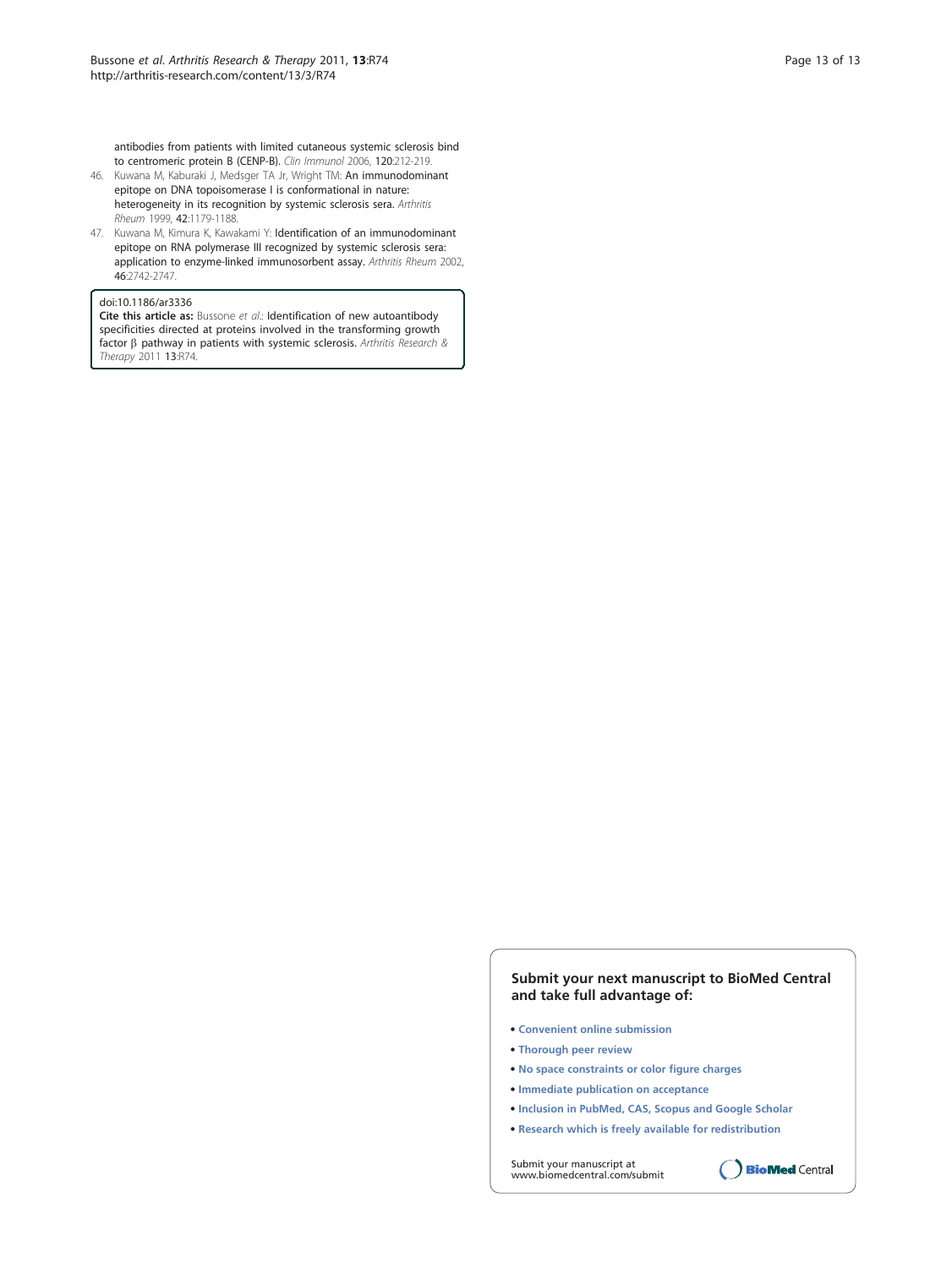antibodies from patients with limited cutaneous systemic sclerosis bind to centromeric protein B (CENP-B). *Clin Immunol* 2006, **120**:212-219.

46. Kuwana M, Kaburaki J, Medsger TA Jr, Wright TM: **An immunodominant epitope on DNA topoisomerase I is conformational in nature: heterogeneity in its recognition by systemic sclerosis sera.** *Arthritis Rheum* 1999, **42**:1179-1188.
47. Kuwana M, Kimura K, Kawakami Y: **Identification of an immunodominant epitope on RNA polymerase III recognized by systemic sclerosis sera: application to enzyme-linked immunosorbent assay.** *Arthritis Rheum* 2002, **46**:2742-2747.

doi:10.1186/ar3336
**Cite this article as:** Bussone *et al.*: Identification of new autoantibody specificities directed at proteins involved in the transforming growth factor β pathway in patients with systemic sclerosis. *Arthritis Research & Therapy* 2011 **13**:R74.

**Submit your next manuscript to BioMed Central and take full advantage of:**

- **Convenient online submission**
- **Thorough peer review**
- **No space constraints or color figure charges**
- **Immediate publication on acceptance**
- **Inclusion in PubMed, CAS, Scopus and Google Scholar**
- **Research which is freely available for redistribution**

Submit your manuscript at
www.biomedcentral.com/submit

BioMed Central